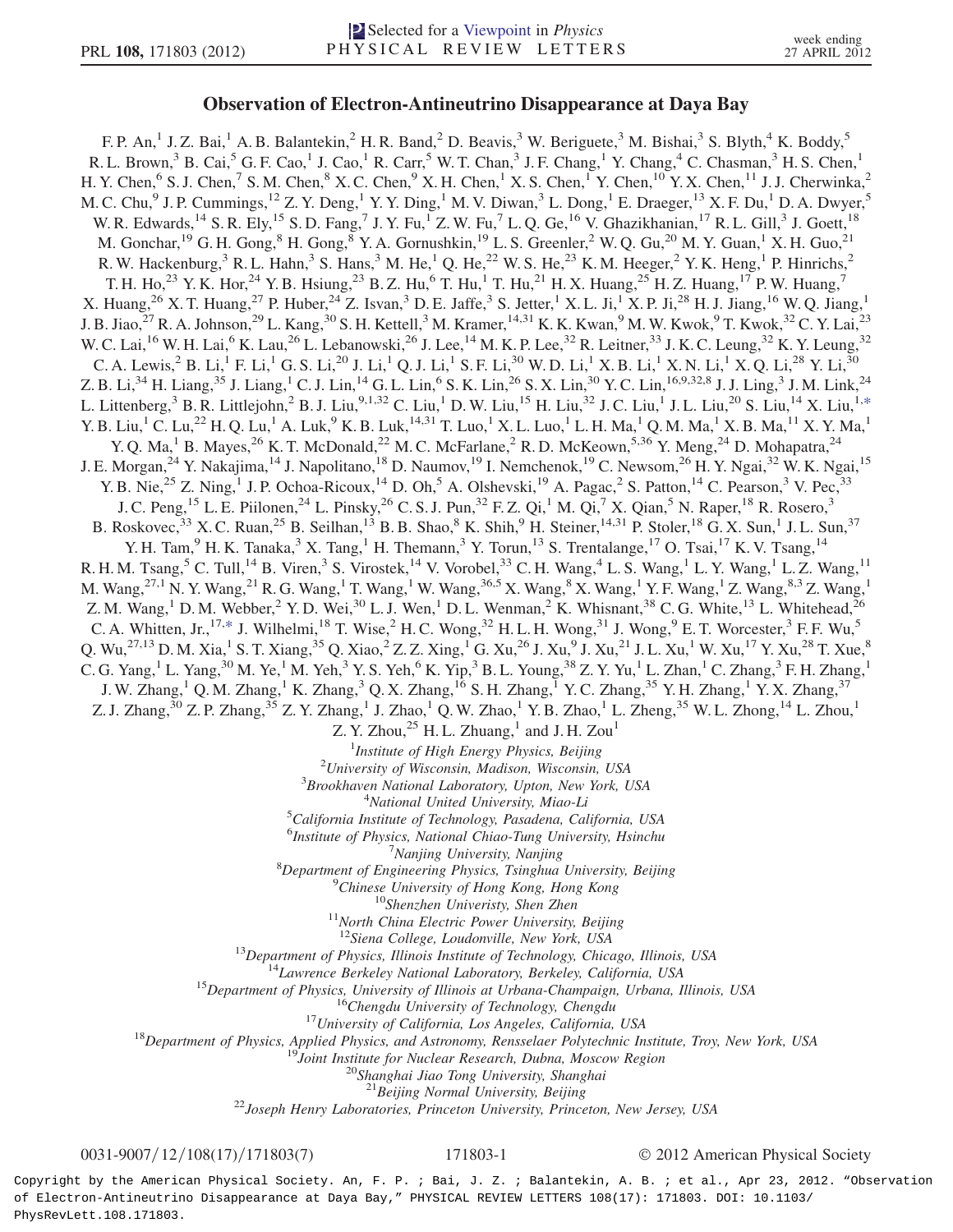Selected for a Viewpoint in *Physics*

# Observation of Electron-Antineutrino Disappearance at Daya Bay

F. P. An,[1] J. Z. Bai,[1] A. B. Balantekin,[2] H. R. Band,[2] D. Beavis,[3] W. Beriguete,[3] M. Bishai,[3] S. Blyth,[4] K. Boddy,[5] R. L. Brown,[3] B. Cai,[5] G. F. Cao,[1] J. Cao,[1] R. Carr,[5] W. T. Chan,[3] J. F. Chang,[1] Y. Chang,[4] C. Chasman,[3] H. S. Chen,[1] H. Y. Chen,[6] S. J. Chen,[7] S. M. Chen,[8] X. C. Chen,[9] X. H. Chen,[1] X. S. Chen,[1] Y. Chen,[10] Y. X. Chen,[11] J. J. Cherwinka,[2] M. C. Chu,[9] J. P. Cummings,[12] Z. Y. Deng,[1] Y. Y. Ding,[1] M. V. Diwan,[3] L. Dong,[1] E. Draeger,[13] X. F. Du,[1] D. A. Dwyer,[5] W. R. Edwards,[14] S. R. Ely,[15] S. D. Fang,[7] J. Y. Fu,[1] Z. W. Fu,[7] L. Q. Ge,[16] V. Ghazikhanian,[17] R. L. Gill,[3] J. Goett,[18] M. Gonchar,[19] G. H. Gong,[8] H. Gong,[8] Y. A. Gornushkin,[19] L. S. Greenler,[2] W. Q. Gu,[20] M. Y. Guan,[1] X. H. Guo,[21] R. W. Hackenburg,[3] R. L. Hahn,[3] S. Hans,[3] M. He,[1] Q. He,[22] W. S. He,[23] K. M. Heeger,[2] Y. K. Heng,[1] P. Hinrichs,[2] T. H. Ho,[23] Y. K. Hor,[24] Y. B. Hsiung,[23] B. Z. Hu,[6] T. Hu,[1] T. Hu,[21] H. X. Huang,[25] H. Z. Huang,[17] P. W. Huang,[7] X. Huang,[26] X. T. Huang,[27] P. Huber,[24] Z. Isvan,[3] D. E. Jaffe,[3] S. Jetter,[1] X. L. Ji,[1] X. P. Ji,[28] H. J. Jiang,[16] W. Q. Jiang,[1] J. B. Jiao,[27] R. A. Johnson,[29] L. Kang,[30] S. H. Kettell,[3] M. Kramer,[14,31] K. K. Kwan,[9] M. W. Kwok,[9] T. Kwok,[32] C. Y. Lai,[23] W. C. Lai,[16] W. H. Lai,[6] K. Lau,[26] L. Lebanowski,[26] J. Lee,[14] M. K. P. Lee,[32] R. Leitner,[33] J. K. C. Leung,[32] K. Y. Leung,[32] C. A. Lewis,[2] B. Li,[1] F. Li,[1] G. S. Li,[20] J. Li,[1] Q. J. Li,[1] S. F. Li,[30] W. D. Li,[1] X. B. Li,[1] X. N. Li,[1] X. Q. Li,[28] Y. Li,[30] Z. B. Li,[34] H. Liang,[35] J. Liang,[1] C. J. Lin,[14] G. L. Lin,[6] S. K. Lin,[26] S. X. Lin,[30] Y. C. Lin,[16,9,32,8] J. J. Ling,[3] J. M. Link,[24] L. Littenberg,[3] B. R. Littlejohn,[2] B. J. Liu,[9,1,32] C. Liu,[1] D. W. Liu,[15] H. Liu,[32] J. C. Liu,[1] J. L. Liu,[20] S. Liu,[14] X. Liu,[1,*] Y. B. Liu,[1] C. Lu,[22] H. Q. Lu,[1] A. Luk,[9] K. B. Luk,[14,31] T. Luo,[1] X. L. Luo,[1] L. H. Ma,[1] Q. M. Ma,[1] X. B. Ma,[11] X. Y. Ma,[1] Y. Q. Ma,[1] B. Mayes,[26] K. T. McDonald,[22] M. C. McFarlane,[2] R. D. McKeown,[5,36] Y. Meng,[24] D. Mohapatra,[24] J. E. Morgan,[24] Y. Nakajima,[14] J. Napolitano,[18] D. Naumov,[19] I. Nemchenok,[19] C. Newsom,[26] H. Y. Ngai,[32] W. K. Ngai,[15] Y. B. Nie,[25] Z. Ning,[1] J. P. Ochoa-Ricoux,[14] D. Oh,[5] A. Olshevski,[19] A. Pagac,[2] S. Patton,[14] C. Pearson,[3] V. Pec,[33] J. C. Peng,[15] L. E. Piilonen,[24] L. Pinsky,[26] C. S. J. Pun,[32] F. Z. Qi,[1] M. Qi,[7] X. Qian,[5] N. Raper,[18] R. Rosero,[3] B. Roskovec,[33] X. C. Ruan,[25] B. Seilhan,[13] B. B. Shao,[8] K. Shih,[9] H. Steiner,[14,31] P. Stoler,[18] G. X. Sun,[1] J. L. Sun,[37] Y. H. Tam,[9] H. K. Tanaka,[3] X. Tang,[1] H. Themann,[3] Y. Torun,[13] S. Trentalange,[17] O. Tsai,[17] K. V. Tsang,[14] R. H. M. Tsang,[5] C. Tull,[14] B. Viren,[3] S. Virostek,[14] V. Vorobel,[33] C. H. Wang,[4] L. S. Wang,[1] L. Y. Wang,[1] L. Z. Wang,[11] M. Wang,[27,1] N. Y. Wang,[21] R. G. Wang,[1] T. Wang,[1] W. Wang,[36,5] X. Wang,[8] X. Wang,[1] Y. F. Wang,[1] Z. Wang,[8,3] Z. Wang,[1] Z. M. Wang,[1] D. M. Webber,[2] Y. D. Wei,[30] L. J. Wen,[1] D. L. Wenman,[2] K. Whisnant,[38] C. G. White,[13] L. Whitehead,[26] C. A. Whitten, Jr.,[17,*] J. Wilhelmi,[18] T. Wise,[2] H. C. Wong,[32] H. L. H. Wong,[31] J. Wong,[9] E. T. Worcester,[3] F. F. Wu,[5] Q. Wu,[27,13] D. M. Xia,[1] S. T. Xiang,[35] Q. Xiao,[2] Z. Z. Xing,[1] G. Xu,[26] J. Xu,[9] J. Xu,[21] J. L. Xu,[1] W. Xu,[17] Y. Xu,[28] T. Xue,[8] C. G. Yang,[1] L. Yang,[30] M. Ye,[1] M. Yeh,[3] Y. S. Yeh,[6] K. Yip,[3] B. L. Young,[38] Z. Y. Yu,[1] L. Zhan,[1] C. Zhang,[3] F. H. Zhang,[1] J. W. Zhang,[1] Q. M. Zhang,[1] K. Zhang,[3] Q. X. Zhang,[16] S. H. Zhang,[1] Y. C. Zhang,[35] Y. H. Zhang,[1] Y. X. Zhang,[37] Z. J. Zhang,[30] Z. P. Zhang,[35] Z. Y. Zhang,[1] J. Zhao,[1] Q. W. Zhao,[1] Y. B. Zhao,[1] L. Zheng,[35] W. L. Zhong,[14] L. Zhou,[1] Z. Y. Zhou,[25] H. L. Zhuang,[1] and J. H. Zou[1]

[1]*Institute of High Energy Physics, Beijing*
[2]*University of Wisconsin, Madison, Wisconsin, USA*
[3]*Brookhaven National Laboratory, Upton, New York, USA*
[4]*National United University, Miao-Li*
[5]*California Institute of Technology, Pasadena, California, USA*
[6]*Institute of Physics, National Chiao-Tung University, Hsinchu*
[7]*Nanjing University, Nanjing*
[8]*Department of Engineering Physics, Tsinghua University, Beijing*
[9]*Chinese University of Hong Kong, Hong Kong*
[10]*Shenzhen Univeristy, Shen Zhen*
[11]*North China Electric Power University, Beijing*
[12]*Siena College, Loudonville, New York, USA*
[13]*Department of Physics, Illinois Institute of Technology, Chicago, Illinois, USA*
[14]*Lawrence Berkeley National Laboratory, Berkeley, California, USA*
[15]*Department of Physics, University of Illinois at Urbana-Champaign, Urbana, Illinois, USA*
[16]*Chengdu University of Technology, Chengdu*
[17]*University of California, Los Angeles, California, USA*
[18]*Department of Physics, Applied Physics, and Astronomy, Rensselaer Polytechnic Institute, Troy, New York, USA*
[19]*Joint Institute for Nuclear Research, Dubna, Moscow Region*
[20]*Shanghai Jiao Tong University, Shanghai*
[21]*Beijing Normal University, Beijing*
[22]*Joseph Henry Laboratories, Princeton University, Princeton, New Jersey, USA*

0031-9007/12/108(17)/171803(7) © 2012 American Physical Society

Copyright by the American Physical Society. An, F. P. ; Bai, J. Z. ; Balantekin, A. B. ; et al., Apr 23, 2012. "Observation of Electron-Antineutrino Disappearance at Daya Bay," PHYSICAL REVIEW LETTERS 108(17): 171803. DOI: 10.1103/PhysRevLett.108.171803.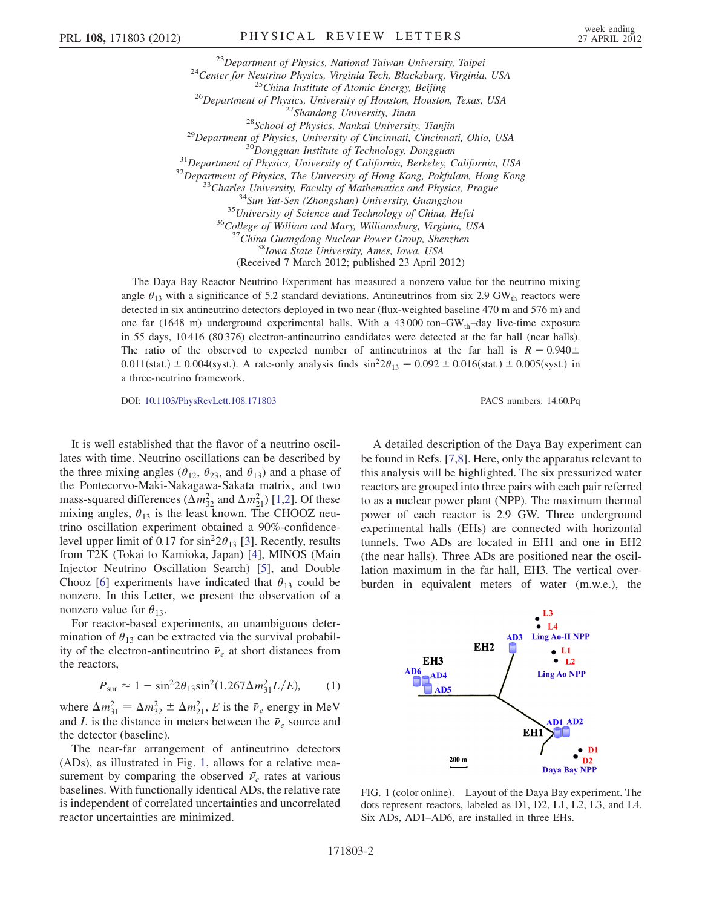[23]Department of Physics, National Taiwan University, Taipei
[24]Center for Neutrino Physics, Virginia Tech, Blacksburg, Virginia, USA
[25]China Institute of Atomic Energy, Beijing
[26]Department of Physics, University of Houston, Houston, Texas, USA
[27]Shandong University, Jinan
[28]School of Physics, Nankai University, Tianjin
[29]Department of Physics, University of Cincinnati, Cincinnati, Ohio, USA
[30]Dongguan Institute of Technology, Dongguan
[31]Department of Physics, University of California, Berkeley, California, USA
[32]Department of Physics, The University of Hong Kong, Pokfulam, Hong Kong
[33]Charles University, Faculty of Mathematics and Physics, Prague
[34]Sun Yat-Sen (Zhongshan) University, Guangzhou
[35]University of Science and Technology of China, Hefei
[36]College of William and Mary, Williamsburg, Virginia, USA
[37]China Guangdong Nuclear Power Group, Shenzhen
[38]Iowa State University, Ames, Iowa, USA
(Received 7 March 2012; published 23 April 2012)

The Daya Bay Reactor Neutrino Experiment has measured a nonzero value for the neutrino mixing angle $\theta_{13}$ with a significance of 5.2 standard deviations. Antineutrinos from six 2.9 $\mathrm{GW_{th}}$ reactors were detected in six antineutrino detectors deployed in two near (flux-weighted baseline 470 m and 576 m) and one far (1648 m) underground experimental halls. With a 43 000 ton–$\mathrm{GW_{th}}$–day live-time exposure in 55 days, 10 416 (80 376) electron-antineutrino candidates were detected at the far hall (near halls). The ratio of the observed to expected number of antineutrinos at the far hall is $R = 0.940 \pm 0.011(\mathrm{stat.}) \pm 0.004(\mathrm{syst.})$. A rate-only analysis finds $\sin^2 2\theta_{13} = 0.092 \pm 0.016(\mathrm{stat.}) \pm 0.005(\mathrm{syst.})$ in a three-neutrino framework.

DOI: 10.1103/PhysRevLett.108.171803 PACS numbers: 14.60.Pq

It is well established that the flavor of a neutrino oscillates with time. Neutrino oscillations can be described by the three mixing angles ($\theta_{12}$, $\theta_{23}$, and $\theta_{13}$) and a phase of the Pontecorvo-Maki-Nakagawa-Sakata matrix, and two mass-squared differences ($\Delta m^2_{32}$ and $\Delta m^2_{21}$) [1,2]. Of these mixing angles, $\theta_{13}$ is the least known. The CHOOZ neutrino oscillation experiment obtained a 90%-confidence-level upper limit of 0.17 for $\sin^2 2\theta_{13}$ [3]. Recently, results from T2K (Tokai to Kamioka, Japan) [4], MINOS (Main Injector Neutrino Oscillation Search) [5], and Double Chooz [6] experiments have indicated that $\theta_{13}$ could be nonzero. In this Letter, we present the observation of a nonzero value for $\theta_{13}$.

For reactor-based experiments, an unambiguous determination of $\theta_{13}$ can be extracted via the survival probability of the electron-antineutrino $\bar{\nu}_e$ at short distances from the reactors,

$$P_{\mathrm{sur}} \approx 1 - \sin^2 2\theta_{13} \sin^2(1.267 \Delta m^2_{31} L/E), \qquad (1)$$

where $\Delta m^2_{31} = \Delta m^2_{32} \pm \Delta m^2_{21}$, $E$ is the $\bar{\nu}_e$ energy in MeV and $L$ is the distance in meters between the $\bar{\nu}_e$ source and the detector (baseline).

The near-far arrangement of antineutrino detectors (ADs), as illustrated in Fig. 1, allows for a relative measurement by comparing the observed $\bar{\nu}_e$ rates at various baselines. With functionally identical ADs, the relative rate is independent of correlated uncertainties and uncorrelated reactor uncertainties are minimized.

A detailed description of the Daya Bay experiment can be found in Refs. [7,8]. Here, only the apparatus relevant to this analysis will be highlighted. The six pressurized water reactors are grouped into three pairs with each pair referred to as a nuclear power plant (NPP). The maximum thermal power of each reactor is 2.9 GW. Three underground experimental halls (EHs) are connected with horizontal tunnels. Two ADs are located in EH1 and one in EH2 (the near halls). Three ADs are positioned near the oscillation maximum in the far hall, EH3. The vertical overburden in equivalent meters of water (m.w.e.), the

FIG. 1 (color online). Layout of the Daya Bay experiment. The dots represent reactors, labeled as D1, D2, L1, L2, L3, and L4. Six ADs, AD1–AD6, are installed in three EHs.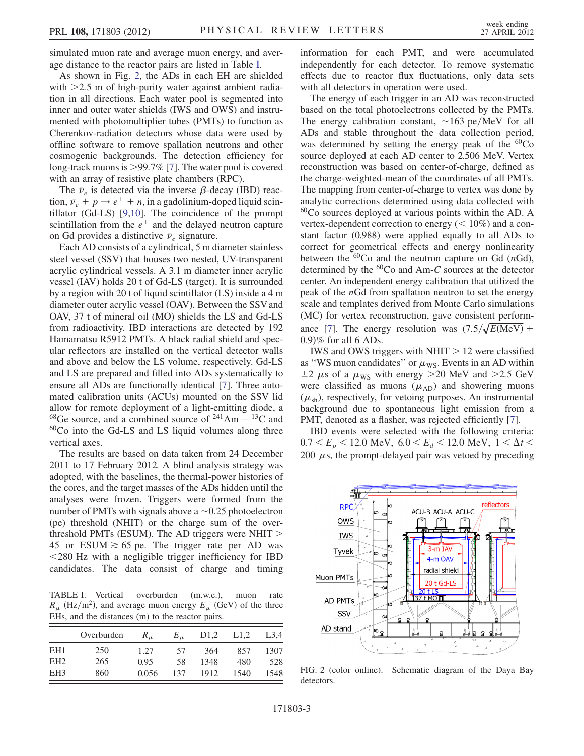simulated muon rate and average muon energy, and average distance to the reactor pairs are listed in Table I.

As shown in Fig. 2, the ADs in each EH are shielded with >2.5 m of high-purity water against ambient radiation in all directions. Each water pool is segmented into inner and outer water shields (IWS and OWS) and instrumented with photomultiplier tubes (PMTs) to function as Cherenkov-radiation detectors whose data were used by offline software to remove spallation neutrons and other cosmogenic backgrounds. The detection efficiency for long-track muons is >99.7% [7]. The water pool is covered with an array of resistive plate chambers (RPC).

The $\bar{\nu}_e$ is detected via the inverse $\beta$-decay (IBD) reaction, $\bar{\nu}_e + p \rightarrow e^+ + n$, in a gadolinium-doped liquid scintillator (Gd-LS) [9,10]. The coincidence of the prompt scintillation from the $e^+$ and the delayed neutron capture on Gd provides a distinctive $\bar{\nu}_e$ signature.

Each AD consists of a cylindrical, 5 m diameter stainless steel vessel (SSV) that houses two nested, UV-transparent acrylic cylindrical vessels. A 3.1 m diameter inner acrylic vessel (IAV) holds 20 t of Gd-LS (target). It is surrounded by a region with 20 t of liquid scintillator (LS) inside a 4 m diameter outer acrylic vessel (OAV). Between the SSV and OAV, 37 t of mineral oil (MO) shields the LS and Gd-LS from radioactivity. IBD interactions are detected by 192 Hamamatsu R5912 PMTs. A black radial shield and specular reflectors are installed on the vertical detector walls and above and below the LS volume, respectively. Gd-LS and LS are prepared and filled into ADs systematically to ensure all ADs are functionally identical [7]. Three automated calibration units (ACUs) mounted on the SSV lid allow for remote deployment of a light-emitting diode, a $^{68}$Ge source, and a combined source of $^{241}$Am $-$ $^{13}$C and $^{60}$Co into the Gd-LS and LS liquid volumes along three vertical axes.

The results are based on data taken from 24 December 2011 to 17 February 2012. A blind analysis strategy was adopted, with the baselines, the thermal-power histories of the cores, and the target masses of the ADs hidden until the analyses were frozen. Triggers were formed from the number of PMTs with signals above a ~0.25 photoelectron (pe) threshold (NHIT) or the charge sum of the over-threshold PMTs (ESUM). The AD triggers were NHIT > 45 or ESUM $\gtrsim$ 65 pe. The trigger rate per AD was <280 Hz with a negligible trigger inefficiency for IBD candidates. The data consist of charge and timing information for each PMT, and were accumulated independently for each detector. To remove systematic effects due to reactor flux fluctuations, only data sets with all detectors in operation were used.

TABLE I. Vertical overburden (m.w.e.), muon rate $R_\mu$ (Hz/m$^2$), and average muon energy $E_\mu$ (GeV) of the three EHs, and the distances (m) to the reactor pairs.

| | Overburden | $R_\mu$ | $E_\mu$ | D1,2 | L1,2 | L3,4 |
|---|---|---|---|---|---|---|
| EH1 | 250 | 1.27 | 57 | 364 | 857 | 1307 |
| EH2 | 265 | 0.95 | 58 | 1348 | 480 | 528 |
| EH3 | 860 | 0.056 | 137 | 1912 | 1540 | 1548 |

The energy of each trigger in an AD was reconstructed based on the total photoelectrons collected by the PMTs. The energy calibration constant, ~163 pe/MeV for all ADs and stable throughout the data collection period, was determined by setting the energy peak of the $^{60}$Co source deployed at each AD center to 2.506 MeV. Vertex reconstruction was based on center-of-charge, defined as the charge-weighted-mean of the coordinates of all PMTs. The mapping from center-of-charge to vertex was done by analytic corrections determined using data collected with $^{60}$Co sources deployed at various points within the AD. A vertex-dependent correction to energy (< 10%) and a constant factor (0.988) were applied equally to all ADs to correct for geometrical effects and energy nonlinearity between the $^{60}$Co and the neutron capture on Gd ($n$Gd), determined by the $^{60}$Co and Am-$C$ sources at the detector center. An independent energy calibration that utilized the peak of the $n$Gd from spallation neutron to set the energy scale and templates derived from Monte Carlo simulations (MC) for vertex reconstruction, gave consistent performance [7]. The energy resolution was $(7.5/\sqrt{E(\mathrm{MeV})} + 0.9)\%$ for all 6 ADs.

IWS and OWS triggers with NHIT > 12 were classified as "WS muon candidates" or $\mu_{\mathrm{WS}}$. Events in an AD within $\pm 2$ $\mu$s of a $\mu_{\mathrm{WS}}$ with energy >20 MeV and >2.5 GeV were classified as muons ($\mu_{\mathrm{AD}}$) and showering muons ($\mu_{\mathrm{sh}}$), respectively, for vetoing purposes. An instrumental background due to spontaneous light emission from a PMT, denoted as a flasher, was rejected efficiently [7].

IBD events were selected with the following criteria: $0.7 < E_p < 12.0$ MeV, $6.0 < E_d < 12.0$ MeV, $1 < \Delta t < 200$ $\mu$s, the prompt-delayed pair was vetoed by preceding

FIG. 2 (color online). Schematic diagram of the Daya Bay detectors.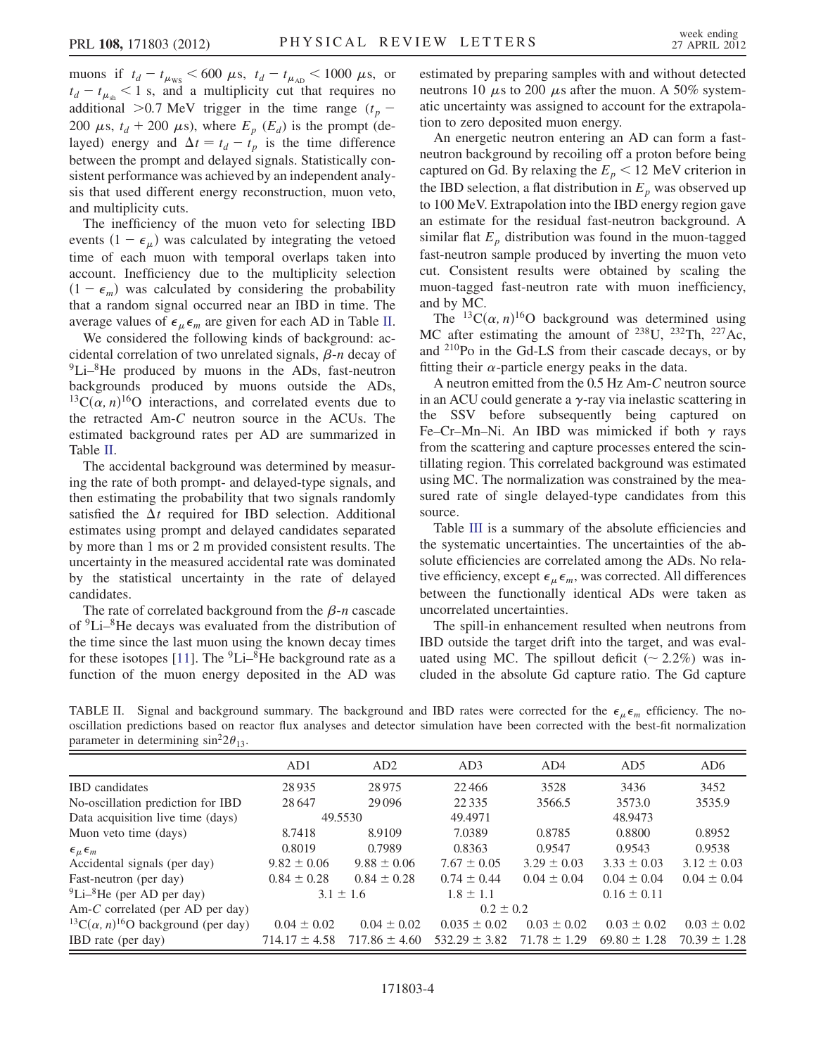muons if $t_d - t_{\mu_{\rm WS}} < 600\ \mu$s, $t_d - t_{\mu_{\rm AD}} < 1000\ \mu$s, or $t_d - t_{\mu_{\rm sh}} < 1$ s, and a multiplicity cut that requires no additional >0.7 MeV trigger in the time range ($t_p - 200\ \mu$s, $t_d + 200\ \mu$s), where $E_p$ ($E_d$) is the prompt (delayed) energy and $\Delta t = t_d - t_p$ is the time difference between the prompt and delayed signals. Statistically consistent performance was achieved by an independent analysis that used different energy reconstruction, muon veto, and multiplicity cuts.

The inefficiency of the muon veto for selecting IBD events $(1 - \epsilon_\mu)$ was calculated by integrating the vetoed time of each muon with temporal overlaps taken into account. Inefficiency due to the multiplicity selection $(1 - \epsilon_m)$ was calculated by considering the probability that a random signal occurred near an IBD in time. The average values of $\epsilon_\mu \epsilon_m$ are given for each AD in Table II.

We considered the following kinds of background: accidental correlation of two unrelated signals, $\beta$-$n$ decay of $^9$Li–$^8$He produced by muons in the ADs, fast-neutron backgrounds produced by muons outside the ADs, $^{13}$C$(\alpha, n)^{16}$O interactions, and correlated events due to the retracted Am-*C* neutron source in the ACUs. The estimated background rates per AD are summarized in Table II.

The accidental background was determined by measuring the rate of both prompt- and delayed-type signals, and then estimating the probability that two signals randomly satisfied the $\Delta t$ required for IBD selection. Additional estimates using prompt and delayed candidates separated by more than 1 ms or 2 m provided consistent results. The uncertainty in the measured accidental rate was dominated by the statistical uncertainty in the rate of delayed candidates.

The rate of correlated background from the $\beta$-$n$ cascade of $^9$Li–$^8$He decays was evaluated from the distribution of the time since the last muon using the known decay times for these isotopes [11]. The $^9$Li–$^8$He background rate as a function of the muon energy deposited in the AD was estimated by preparing samples with and without detected neutrons 10 $\mu$s to 200 $\mu$s after the muon. A 50% systematic uncertainty was assigned to account for the extrapolation to zero deposited muon energy.

An energetic neutron entering an AD can form a fast-neutron background by recoiling off a proton before being captured on Gd. By relaxing the $E_p < 12$ MeV criterion in the IBD selection, a flat distribution in $E_p$ was observed up to 100 MeV. Extrapolation into the IBD energy region gave an estimate for the residual fast-neutron background. A similar flat $E_p$ distribution was found in the muon-tagged fast-neutron sample produced by inverting the muon veto cut. Consistent results were obtained by scaling the muon-tagged fast-neutron rate with muon inefficiency, and by MC.

The $^{13}$C$(\alpha, n)^{16}$O background was determined using MC after estimating the amount of $^{238}$U, $^{232}$Th, $^{227}$Ac, and $^{210}$Po in the Gd-LS from their cascade decays, or by fitting their $\alpha$-particle energy peaks in the data.

A neutron emitted from the 0.5 Hz Am-*C* neutron source in an ACU could generate a $\gamma$-ray via inelastic scattering in the SSV before subsequently being captured on Fe–Cr–Mn–Ni. An IBD was mimicked if both $\gamma$ rays from the scattering and capture processes entered the scintillating region. This correlated background was estimated using MC. The normalization was constrained by the measured rate of single delayed-type candidates from this source.

Table III is a summary of the absolute efficiencies and the systematic uncertainties. The uncertainties of the absolute efficiencies are correlated among the ADs. No relative efficiency, except $\epsilon_\mu \epsilon_m$, was corrected. All differences between the functionally identical ADs were taken as uncorrelated uncertainties.

The spill-in enhancement resulted when neutrons from IBD outside the target drift into the target, and was evaluated using MC. The spillout deficit (~ 2.2%) was included in the absolute Gd capture ratio. The Gd capture

TABLE II. Signal and background summary. The background and IBD rates were corrected for the $\epsilon_\mu \epsilon_m$ efficiency. The no-oscillation predictions based on reactor flux analyses and detector simulation have been corrected with the best-fit normalization parameter in determining $\sin^2 2\theta_{13}$.

| | AD1 | AD2 | AD3 | AD4 | AD5 | AD6 |
|---|---|---|---|---|---|---|
| IBD candidates | 28 935 | 28 975 | 22 466 | 3528 | 3436 | 3452 |
| No-oscillation prediction for IBD | 28 647 | 29 096 | 22 335 | 3566.5 | 3573.0 | 3535.9 |
| Data acquisition live time (days) | 49.5530 | | 49.4971 | 48.9473 | | |
| Muon veto time (days) | 8.7418 | 8.9109 | 7.0389 | 0.8785 | 0.8800 | 0.8952 |
| $\epsilon_\mu \epsilon_m$ | 0.8019 | 0.7989 | 0.8363 | 0.9547 | 0.9543 | 0.9538 |
| Accidental signals (per day) | $9.82 \pm 0.06$ | $9.88 \pm 0.06$ | $7.67 \pm 0.05$ | $3.29 \pm 0.03$ | $3.33 \pm 0.03$ | $3.12 \pm 0.03$ |
| Fast-neutron (per day) | $0.84 \pm 0.28$ | $0.84 \pm 0.28$ | $0.74 \pm 0.44$ | $0.04 \pm 0.04$ | $0.04 \pm 0.04$ | $0.04 \pm 0.04$ |
| $^9$Li–$^8$He (per AD per day) | $3.1 \pm 1.6$ | | $1.8 \pm 1.1$ | $0.16 \pm 0.11$ | | |
| Am-*C* correlated (per AD per day) | $0.2 \pm 0.2$ | | | | | |
| $^{13}$C$(\alpha, n)^{16}$O background (per day) | $0.04 \pm 0.02$ | $0.04 \pm 0.02$ | $0.035 \pm 0.02$ | $0.03 \pm 0.02$ | $0.03 \pm 0.02$ | $0.03 \pm 0.02$ |
| IBD rate (per day) | $714.17 \pm 4.58$ | $717.86 \pm 4.60$ | $532.29 \pm 3.82$ | $71.78 \pm 1.29$ | $69.80 \pm 1.28$ | $70.39 \pm 1.28$ |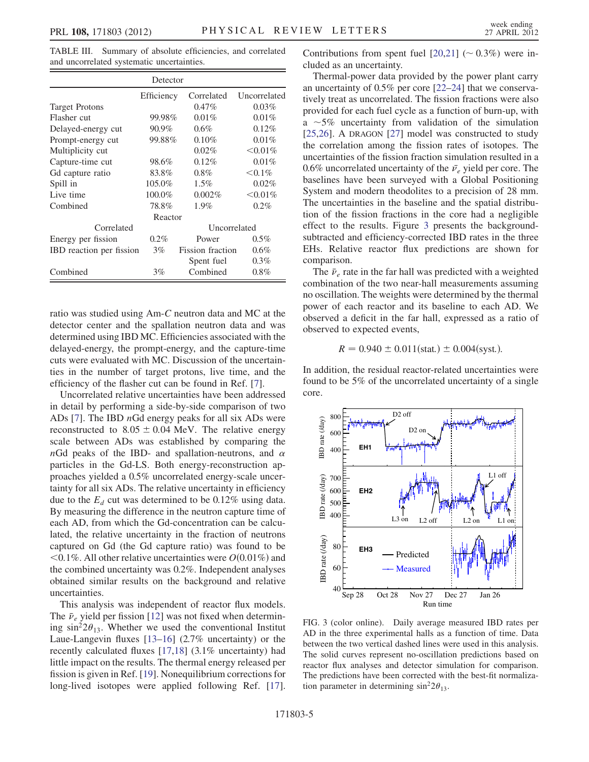TABLE III. Summary of absolute efficiencies, and correlated and uncorrelated systematic uncertainties.

| Detector | | | |
|---|---|---|---|
| | Efficiency | Correlated | Uncorrelated |
| Target Protons | | 0.47% | 0.03% |
| Flasher cut | 99.98% | 0.01% | 0.01% |
| Delayed-energy cut | 90.9% | 0.6% | 0.12% |
| Prompt-energy cut | 99.88% | 0.10% | 0.01% |
| Multiplicity cut | | 0.02% | <0.01% |
| Capture-time cut | 98.6% | 0.12% | 0.01% |
| Gd capture ratio | 83.8% | 0.8% | <0.1% |
| Spill in | 105.0% | 1.5% | 0.02% |
| Live time | 100.0% | 0.002% | <0.01% |
| Combined | 78.8% | 1.9% | 0.2% |
| **Reactor** | | | |
| Correlated | | Uncorrelated | |
| Energy per fission | 0.2% | Power | 0.5% |
| IBD reaction per fission | 3% | Fission fraction | 0.6% |
| | | Spent fuel | 0.3% |
| Combined | 3% | Combined | 0.8% |

ratio was studied using Am-*C* neutron data and MC at the detector center and the spallation neutron data and was determined using IBD MC. Efficiencies associated with the delayed-energy, the prompt-energy, and the capture-time cuts were evaluated with MC. Discussion of the uncertainties in the number of target protons, live time, and the efficiency of the flasher cut can be found in Ref. [7].

Uncorrelated relative uncertainties have been addressed in detail by performing a side-by-side comparison of two ADs [7]. The IBD $n$Gd energy peaks for all six ADs were reconstructed to $8.05 \pm 0.04$ MeV. The relative energy scale between ADs was established by comparing the $n$Gd peaks of the IBD- and spallation-neutrons, and $\alpha$ particles in the Gd-LS. Both energy-reconstruction approaches yielded a 0.5% uncorrelated energy-scale uncertainty for all six ADs. The relative uncertainty in efficiency due to the $E_d$ cut was determined to be 0.12% using data. By measuring the difference in the neutron capture time of each AD, from which the Gd-concentration can be calculated, the relative uncertainty in the fraction of neutrons captured on Gd (the Gd capture ratio) was found to be <0.1%. All other relative uncertainties were $O(0.01\%)$ and the combined uncertainty was 0.2%. Independent analyses obtained similar results on the background and relative uncertainties.

This analysis was independent of reactor flux models. The $\bar{\nu}_e$ yield per fission [12] was not fixed when determining $\sin^2 2\theta_{13}$. Whether we used the conventional Institut Laue-Langevin fluxes [13–16] (2.7% uncertainty) or the recently calculated fluxes [17,18] (3.1% uncertainty) had little impact on the results. The thermal energy released per fission is given in Ref. [19]. Nonequilibrium corrections for long-lived isotopes were applied following Ref. [17]. Contributions from spent fuel [20,21] ($\sim 0.3\%$) were included as an uncertainty.

Thermal-power data provided by the power plant carry an uncertainty of 0.5% per core [22–24] that we conservatively treat as uncorrelated. The fission fractions were also provided for each fuel cycle as a function of burn-up, with a $\sim$5% uncertainty from validation of the simulation [25,26]. A DRAGON [27] model was constructed to study the correlation among the fission rates of isotopes. The uncertainties of the fission fraction simulation resulted in a 0.6% uncorrelated uncertainty of the $\bar{\nu}_e$ yield per core. The baselines have been surveyed with a Global Positioning System and modern theodolites to a precision of 28 mm. The uncertainties in the baseline and the spatial distribution of the fission fractions in the core had a negligible effect to the results. Figure 3 presents the background-subtracted and efficiency-corrected IBD rates in the three EHs. Relative reactor flux predictions are shown for comparison.

The $\bar{\nu}_e$ rate in the far hall was predicted with a weighted combination of the two near-hall measurements assuming no oscillation. The weights were determined by the thermal power of each reactor and its baseline to each AD. We observed a deficit in the far hall, expressed as a ratio of observed to expected events,

$$R = 0.940 \pm 0.011(\text{stat.}) \pm 0.004(\text{syst.}).$$

In addition, the residual reactor-related uncertainties were found to be 5% of the uncorrelated uncertainty of a single core.

FIG. 3 (color online). Daily average measured IBD rates per AD in the three experimental halls as a function of time. Data between the two vertical dashed lines were used in this analysis. The solid curves represent no-oscillation predictions based on reactor flux analyses and detector simulation for comparison. The predictions have been corrected with the best-fit normalization parameter in determining $\sin^2 2\theta_{13}$.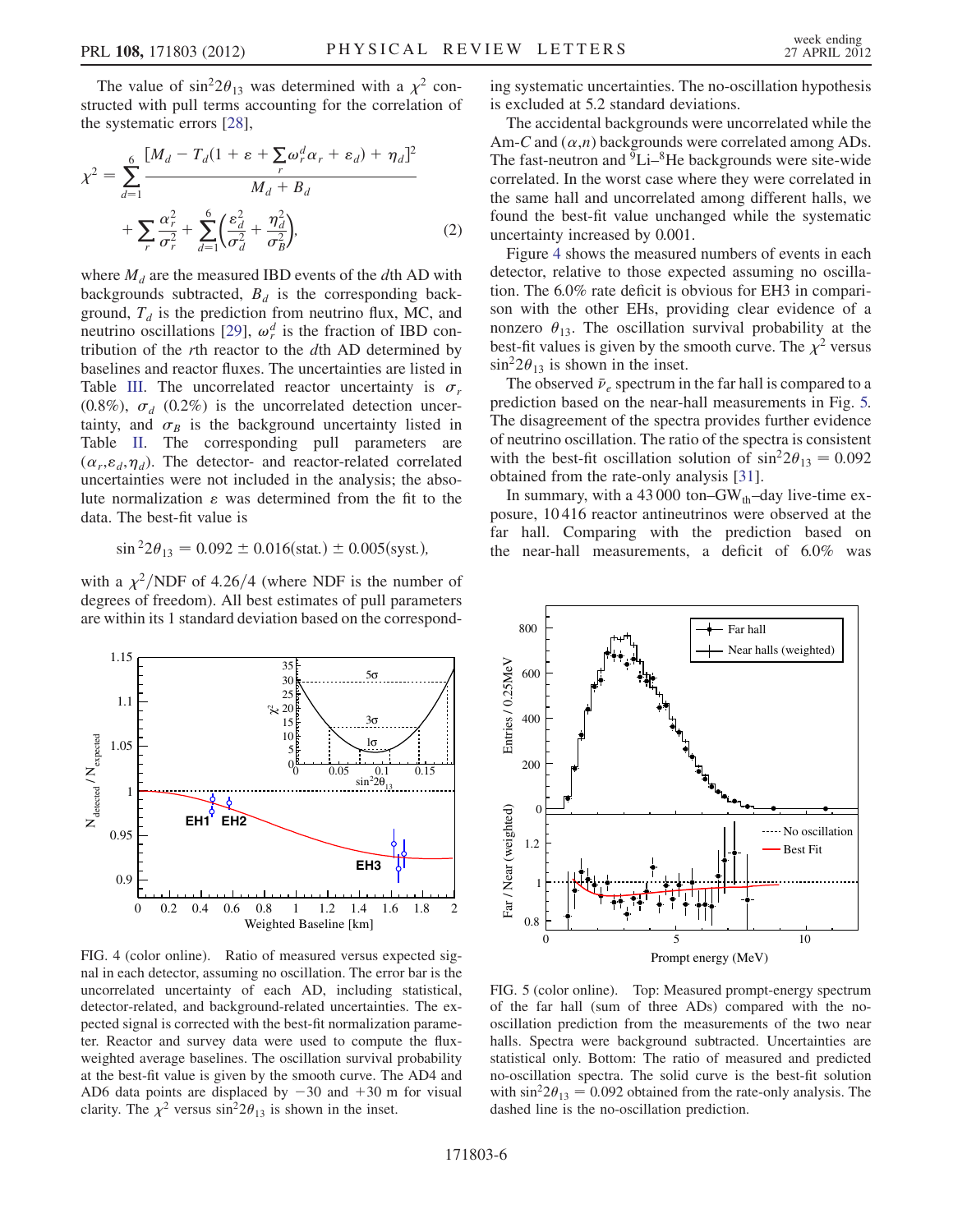The value of $\sin^2 2\theta_{13}$ was determined with a $\chi^2$ constructed with pull terms accounting for the correlation of the systematic errors [28],

$$\chi^2 = \sum_{d=1}^{6} \frac{[M_d - T_d(1 + \varepsilon + \sum_r \omega_r^d \alpha_r + \varepsilon_d) + \eta_d]^2}{M_d + B_d} + \sum_r \frac{\alpha_r^2}{\sigma_r^2} + \sum_{d=1}^{6}\left(\frac{\varepsilon_d^2}{\sigma_d^2} + \frac{\eta_d^2}{\sigma_B^2}\right), \tag{2}$$

where $M_d$ are the measured IBD events of the $d$th AD with backgrounds subtracted, $B_d$ is the corresponding background, $T_d$ is the prediction from neutrino flux, MC, and neutrino oscillations [29], $\omega_r^d$ is the fraction of IBD contribution of the $r$th reactor to the $d$th AD determined by baselines and reactor fluxes. The uncertainties are listed in Table III. The uncorrelated reactor uncertainty is $\sigma_r$ (0.8%), $\sigma_d$ (0.2%) is the uncorrelated detection uncertainty, and $\sigma_B$ is the background uncertainty listed in Table II. The corresponding pull parameters are $(\alpha_r, \varepsilon_d, \eta_d)$. The detector- and reactor-related correlated uncertainties were not included in the analysis; the absolute normalization $\varepsilon$ was determined from the fit to the data. The best-fit value is

$$\sin^2 2\theta_{13} = 0.092 \pm 0.016(\text{stat.}) \pm 0.005(\text{syst.}),$$

with a $\chi^2/\text{NDF}$ of 4.26/4 (where NDF is the number of degrees of freedom). All best estimates of pull parameters are within its 1 standard deviation based on the corresponding systematic uncertainties. The no-oscillation hypothesis is excluded at 5.2 standard deviations.

The accidental backgrounds were uncorrelated while the Am-$C$ and $(\alpha, n)$ backgrounds were correlated among ADs. The fast-neutron and $^9$Li–$^8$He backgrounds were site-wide correlated. In the worst case where they were correlated in the same hall and uncorrelated among different halls, we found the best-fit value unchanged while the systematic uncertainty increased by 0.001.

Figure 4 shows the measured numbers of events in each detector, relative to those expected assuming no oscillation. The 6.0% rate deficit is obvious for EH3 in comparison with the other EHs, providing clear evidence of a nonzero $\theta_{13}$. The oscillation survival probability at the best-fit values is given by the smooth curve. The $\chi^2$ versus $\sin^2 2\theta_{13}$ is shown in the inset.

The observed $\bar{\nu}_e$ spectrum in the far hall is compared to a prediction based on the near-hall measurements in Fig. 5. The disagreement of the spectra provides further evidence of neutrino oscillation. The ratio of the spectra is consistent with the best-fit oscillation solution of $\sin^2 2\theta_{13} = 0.092$ obtained from the rate-only analysis [31].

In summary, with a 43 000 ton–$\text{GW}_{\text{th}}$–day live-time exposure, 10 416 reactor antineutrinos were observed at the far hall. Comparing with the prediction based on the near-hall measurements, a deficit of 6.0% was

FIG. 4 (color online). Ratio of measured versus expected signal in each detector, assuming no oscillation. The error bar is the uncorrelated uncertainty of each AD, including statistical, detector-related, and background-related uncertainties. The expected signal is corrected with the best-fit normalization parameter. Reactor and survey data were used to compute the flux-weighted average baselines. The oscillation survival probability at the best-fit value is given by the smooth curve. The AD4 and AD6 data points are displaced by −30 and +30 m for visual clarity. The $\chi^2$ versus $\sin^2 2\theta_{13}$ is shown in the inset.

FIG. 5 (color online). Top: Measured prompt-energy spectrum of the far hall (sum of three ADs) compared with the no-oscillation prediction from the measurements of the two near halls. Spectra were background subtracted. Uncertainties are statistical only. Bottom: The ratio of measured and predicted no-oscillation spectra. The solid curve is the best-fit solution with $\sin^2 2\theta_{13} = 0.092$ obtained from the rate-only analysis. The dashed line is the no-oscillation prediction.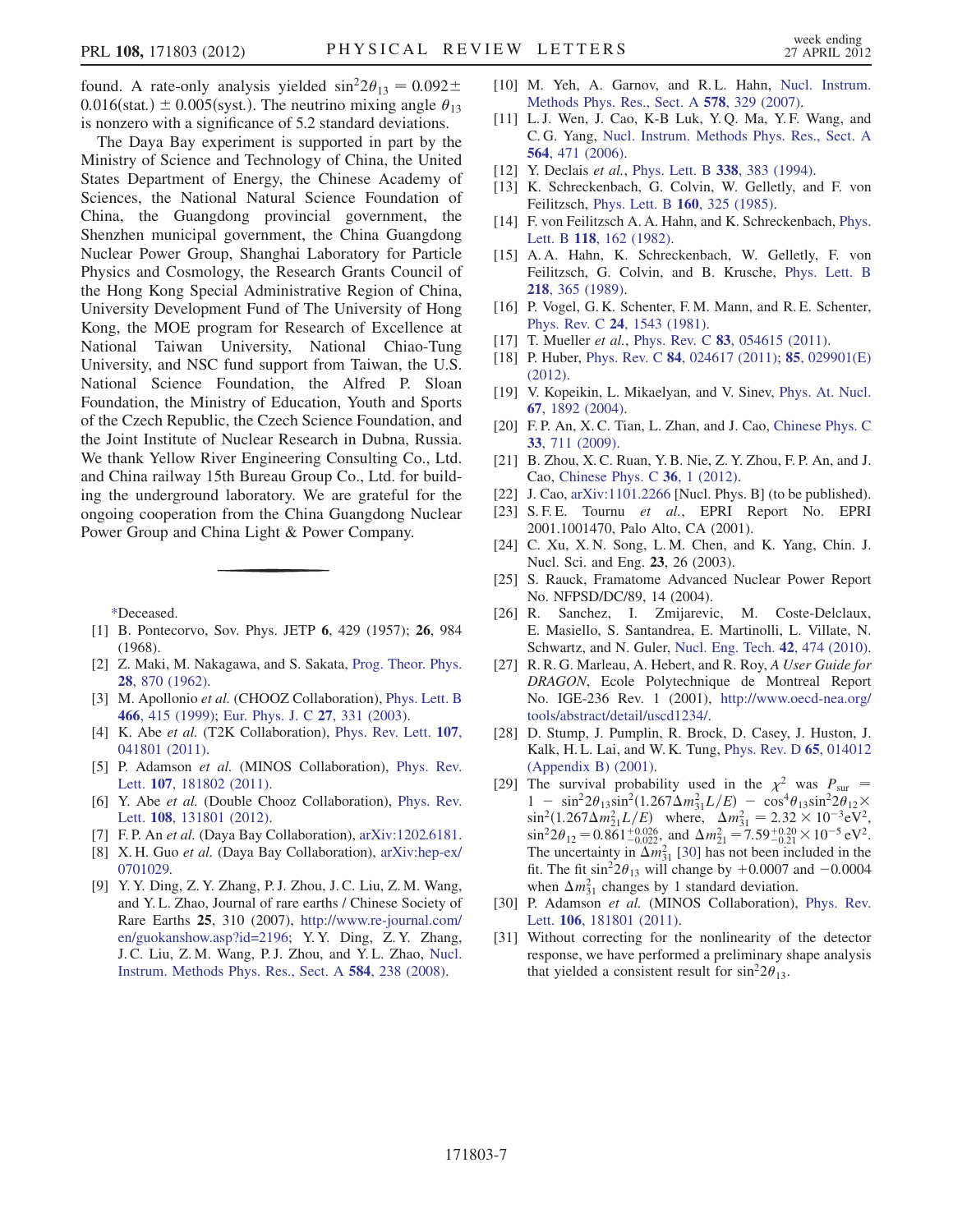found. A rate-only analysis yielded $\sin^2 2\theta_{13} = 0.092 \pm 0.016(\text{stat.}) \pm 0.005(\text{syst.})$. The neutrino mixing angle $\theta_{13}$ is nonzero with a significance of 5.2 standard deviations.

The Daya Bay experiment is supported in part by the Ministry of Science and Technology of China, the United States Department of Energy, the Chinese Academy of Sciences, the National Natural Science Foundation of China, the Guangdong provincial government, the Shenzhen municipal government, the China Guangdong Nuclear Power Group, Shanghai Laboratory for Particle Physics and Cosmology, the Research Grants Council of the Hong Kong Special Administrative Region of China, University Development Fund of The University of Hong Kong, the MOE program for Research of Excellence at National Taiwan University, National Chiao-Tung University, and NSC fund support from Taiwan, the U.S. National Science Foundation, the Alfred P. Sloan Foundation, the Ministry of Education, Youth and Sports of the Czech Republic, the Czech Science Foundation, and the Joint Institute of Nuclear Research in Dubna, Russia. We thank Yellow River Engineering Consulting Co., Ltd. and China railway 15th Bureau Group Co., Ltd. for building the underground laboratory. We are grateful for the ongoing cooperation from the China Guangdong Nuclear Power Group and China Light & Power Company.

---

*Deceased.

[1] B. Pontecorvo, Sov. Phys. JETP **6**, 429 (1957); **26**, 984 (1968).

[2] Z. Maki, M. Nakagawa, and S. Sakata, Prog. Theor. Phys. **28**, 870 (1962).

[3] M. Apollonio *et al.* (CHOOZ Collaboration), Phys. Lett. B **466**, 415 (1999); Eur. Phys. J. C **27**, 331 (2003).

[4] K. Abe *et al.* (T2K Collaboration), Phys. Rev. Lett. **107**, 041801 (2011).

[5] P. Adamson *et al.* (MINOS Collaboration), Phys. Rev. Lett. **107**, 181802 (2011).

[6] Y. Abe *et al.* (Double Chooz Collaboration), Phys. Rev. Lett. **108**, 131801 (2012).

[7] F. P. An *et al.* (Daya Bay Collaboration), arXiv:1202.6181.

[8] X. H. Guo *et al.* (Daya Bay Collaboration), arXiv:hep-ex/0701029.

[9] Y. Y. Ding, Z. Y. Zhang, P. J. Zhou, J. C. Liu, Z. M. Wang, and Y. L. Zhao, Journal of rare earths / Chinese Society of Rare Earths **25**, 310 (2007), http://www.re-journal.com/en/guokanshow.asp?id=2196; Y. Y. Ding, Z. Y. Zhang, J. C. Liu, Z. M. Wang, P. J. Zhou, and Y. L. Zhao, Nucl. Instrum. Methods Phys. Res., Sect. A **584**, 238 (2008).

[10] M. Yeh, A. Garnov, and R. L. Hahn, Nucl. Instrum. Methods Phys. Res., Sect. A **578**, 329 (2007).

[11] L. J. Wen, J. Cao, K-B Luk, Y. Q. Ma, Y. F. Wang, and C. G. Yang, Nucl. Instrum. Methods Phys. Res., Sect. A **564**, 471 (2006).

[12] Y. Declais *et al.*, Phys. Lett. B **338**, 383 (1994).

[13] K. Schreckenbach, G. Colvin, W. Gelletly, and F. von Feilitzsch, Phys. Lett. B **160**, 325 (1985).

[14] F. von Feilitzsch A. A. Hahn, and K. Schreckenbach, Phys. Lett. B **118**, 162 (1982).

[15] A. A. Hahn, K. Schreckenbach, W. Gelletly, F. von Feilitzsch, G. Colvin, and B. Krusche, Phys. Lett. B **218**, 365 (1989).

[16] P. Vogel, G. K. Schenter, F. M. Mann, and R. E. Schenter, Phys. Rev. C **24**, 1543 (1981).

[17] T. Mueller *et al.*, Phys. Rev. C **83**, 054615 (2011).

[18] P. Huber, Phys. Rev. C **84**, 024617 (2011); **85**, 029901(E) (2012).

[19] V. Kopeikin, L. Mikaelyan, and V. Sinev, Phys. At. Nucl. **67**, 1892 (2004).

[20] F. P. An, X. C. Tian, L. Zhan, and J. Cao, Chinese Phys. C **33**, 711 (2009).

[21] B. Zhou, X. C. Ruan, Y. B. Nie, Z. Y. Zhou, F. P. An, and J. Cao, Chinese Phys. C **36**, 1 (2012).

[22] J. Cao, arXiv:1101.2266 [Nucl. Phys. B] (to be published).

[23] S. F. E. Tournu *et al.*, EPRI Report No. EPRI 2001.1001470, Palo Alto, CA (2001).

[24] C. Xu, X. N. Song, L. M. Chen, and K. Yang, Chin. J. Nucl. Sci. and Eng. **23**, 26 (2003).

[25] S. Rauck, Framatome Advanced Nuclear Power Report No. NFPSD/DC/89, 14 (2004).

[26] R. Sanchez, I. Zmijarevic, M. Coste-Delclaux, E. Masiello, S. Santandrea, E. Martinolli, L. Villate, N. Schwartz, and N. Guler, Nucl. Eng. Tech. **42**, 474 (2010).

[27] R. R. G. Marleau, A. Hebert, and R. Roy, *A User Guide for DRAGON*, Ecole Polytechnique de Montreal Report No. IGE-236 Rev. 1 (2001), http://www.oecd-nea.org/tools/abstract/detail/uscd1234/.

[28] D. Stump, J. Pumplin, R. Brock, D. Casey, J. Huston, J. Kalk, H. L. Lai, and W. K. Tung, Phys. Rev. D **65**, 014012 (Appendix B) (2001).

[29] The survival probability used in the $\chi^2$ was $P_{\text{sur}} = 1 - \sin^2 2\theta_{13} \sin^2(1.267\Delta m^2_{31} L/E) - \cos^4\theta_{13} \sin^2 2\theta_{12} \times \sin^2(1.267\Delta m^2_{21} L/E)$ where, $\Delta m^2_{31} = 2.32 \times 10^{-3}\,\text{eV}^2$, $\sin^2 2\theta_{12} = 0.861^{+0.026}_{-0.022}$, and $\Delta m^2_{21} = 7.59^{+0.20}_{-0.21} \times 10^{-5}\,\text{eV}^2$. The uncertainty in $\Delta m^2_{31}$ [30] has not been included in the fit. The fit $\sin^2 2\theta_{13}$ will change by $+0.0007$ and $-0.0004$ when $\Delta m^2_{31}$ changes by 1 standard deviation.

[30] P. Adamson *et al.* (MINOS Collaboration), Phys. Rev. Lett. **106**, 181801 (2011).

[31] Without correcting for the nonlinearity of the detector response, we have performed a preliminary shape analysis that yielded a consistent result for $\sin^2 2\theta_{13}$.